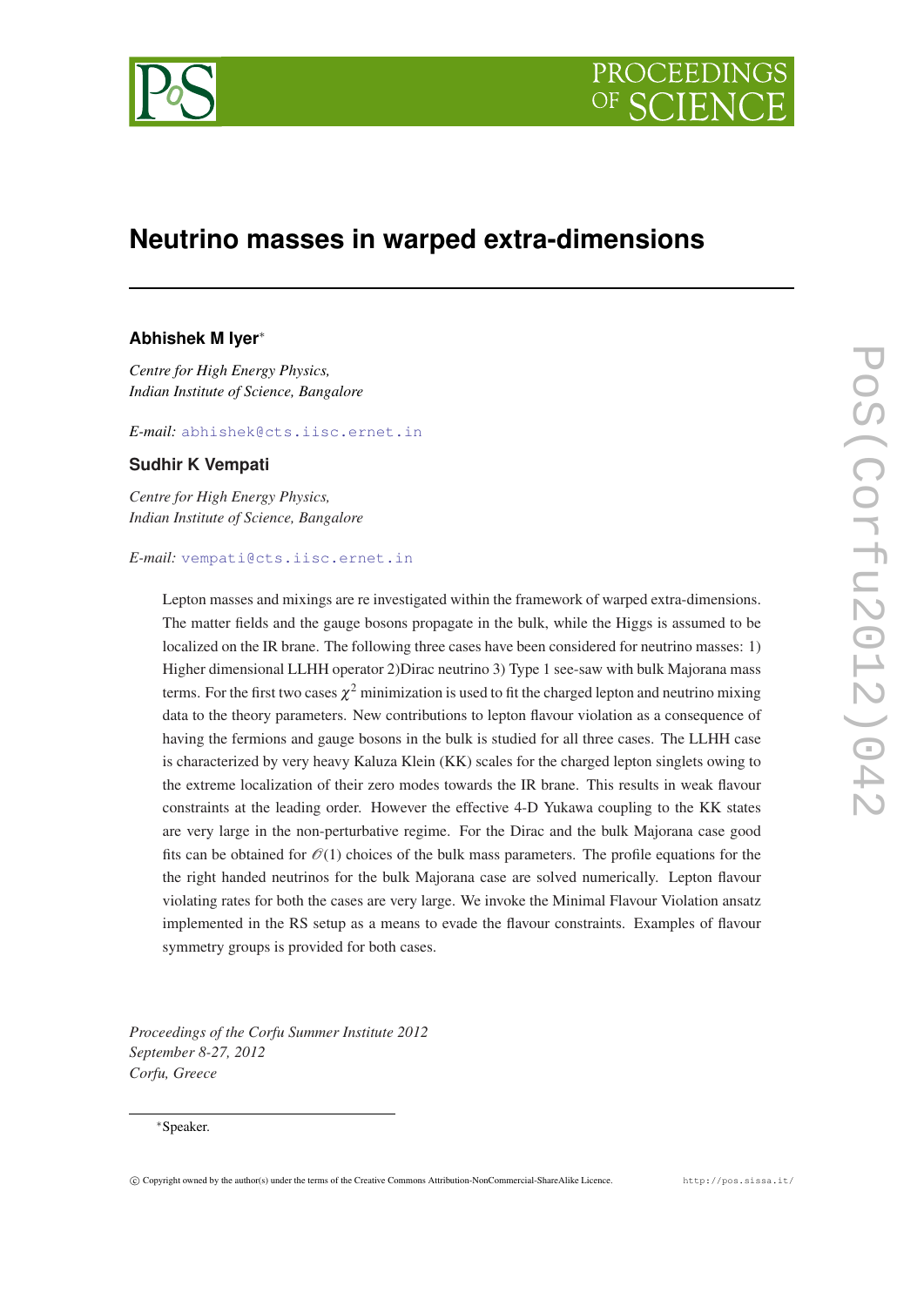# Neutrino masses in warped extra-dimensions

**Abhishek M Iyer***

*Centre for High Energy Physics,*
*Indian Institute of Science, Bangalore*

*E-mail:* abhishek@cts.iisc.ernet.in

**Sudhir K Vempati**

*Centre for High Energy Physics,*
*Indian Institute of Science, Bangalore*

*E-mail:* vempati@cts.iisc.ernet.in

Lepton masses and mixings are re investigated within the framework of warped extra-dimensions. The matter fields and the gauge bosons propagate in the bulk, while the Higgs is assumed to be localized on the IR brane. The following three cases have been considered for neutrino masses: 1) Higher dimensional LLHH operator 2)Dirac neutrino 3) Type 1 see-saw with bulk Majorana mass terms. For the first two cases $\chi^2$ minimization is used to fit the charged lepton and neutrino mixing data to the theory parameters. New contributions to lepton flavour violation as a consequence of having the fermions and gauge bosons in the bulk is studied for all three cases. The LLHH case is characterized by very heavy Kaluza Klein (KK) scales for the charged lepton singlets owing to the extreme localization of their zero modes towards the IR brane. This results in weak flavour constraints at the leading order. However the effective 4-D Yukawa coupling to the KK states are very large in the non-perturbative regime. For the Dirac and the bulk Majorana case good fits can be obtained for $\mathcal{O}(1)$ choices of the bulk mass parameters. The profile equations for the the right handed neutrinos for the bulk Majorana case are solved numerically. Lepton flavour violating rates for both the cases are very large. We invoke the Minimal Flavour Violation ansatz implemented in the RS setup as a means to evade the flavour constraints. Examples of flavour symmetry groups is provided for both cases.

*Proceedings of the Corfu Summer Institute 2012*
*September 8-27, 2012*
*Corfu, Greece*

*Speaker.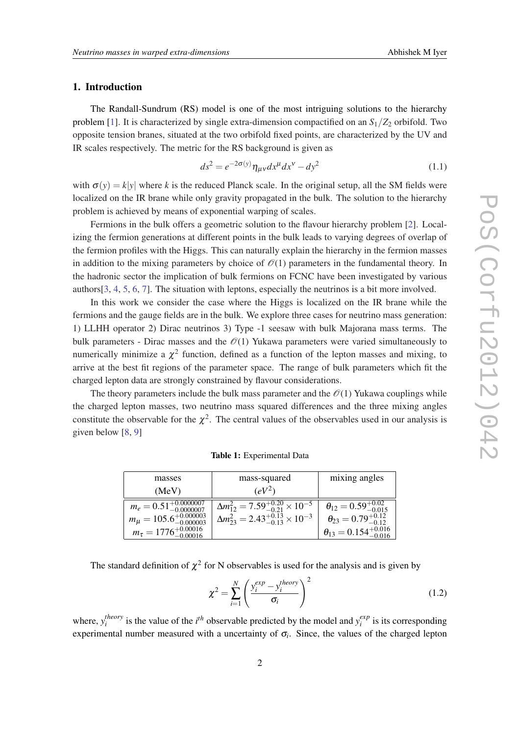## 1. Introduction

The Randall-Sundrum (RS) model is one of the most intriguing solutions to the hierarchy problem [1]. It is characterized by single extra-dimension compactified on an $S_1/Z_2$ orbifold. Two opposite tension branes, situated at the two orbifold fixed points, are characterized by the UV and IR scales respectively. The metric for the RS background is given as

$$ds^2 = e^{-2\sigma(y)}\eta_{\mu\nu}dx^\mu dx^\nu - dy^2 \tag{1.1}$$

with $\sigma(y) = k|y|$ where $k$ is the reduced Planck scale. In the original setup, all the SM fields were localized on the IR brane while only gravity propagated in the bulk. The solution to the hierarchy problem is achieved by means of exponential warping of scales.

Fermions in the bulk offers a geometric solution to the flavour hierarchy problem [2]. Localizing the fermion generations at different points in the bulk leads to varying degrees of overlap of the fermion profiles with the Higgs. This can naturally explain the hierarchy in the fermion masses in addition to the mixing parameters by choice of $\mathcal{O}(1)$ parameters in the fundamental theory. In the hadronic sector the implication of bulk fermions on FCNC have been investigated by various authors[3, 4, 5, 6, 7]. The situation with leptons, especially the neutrinos is a bit more involved.

In this work we consider the case where the Higgs is localized on the IR brane while the fermions and the gauge fields are in the bulk. We explore three cases for neutrino mass generation: 1) LLHH operator 2) Dirac neutrinos 3) Type -1 seesaw with bulk Majorana mass terms. The bulk parameters - Dirac masses and the $\mathcal{O}(1)$ Yukawa parameters were varied simultaneously to numerically minimize a $\chi^2$ function, defined as a function of the lepton masses and mixing, to arrive at the best fit regions of the parameter space. The range of bulk parameters which fit the charged lepton data are strongly constrained by flavour considerations.

The theory parameters include the bulk mass parameter and the $\mathcal{O}(1)$ Yukawa couplings while the charged lepton masses, two neutrino mass squared differences and the three mixing angles constitute the observable for the $\chi^2$. The central values of the observables used in our analysis is given below [8, 9]

**Table 1:** Experimental Data

| masses (MeV) | mass-squared ($eV^2$) | mixing angles |
|---|---|---|
| $m_e = 0.51^{+0.0000007}_{-0.0000007}$ | $\Delta m^2_{12} = 7.59^{+0.20}_{-0.21} \times 10^{-5}$ | $\theta_{12} = 0.59^{+0.02}_{-0.015}$ |
| $m_\mu = 105.6^{+0.000003}_{-0.000003}$ | $\Delta m^2_{23} = 2.43^{+0.13}_{-0.13} \times 10^{-3}$ | $\theta_{23} = 0.79^{+0.12}_{-0.12}$ |
| $m_\tau = 1776^{+0.00016}_{-0.00016}$ | | $\theta_{13} = 0.154^{+0.016}_{-0.016}$ |

The standard definition of $\chi^2$ for N observables is used for the analysis and is given by

$$\chi^2 = \sum_{i=1}^{N}\left(\frac{y_i^{exp} - y_i^{theory}}{\sigma_i}\right)^2 \tag{1.2}$$

where, $y_i^{theory}$ is the value of the $i^{th}$ observable predicted by the model and $y_i^{exp}$ is its corresponding experimental number measured with a uncertainty of $\sigma_i$. Since, the values of the charged lepton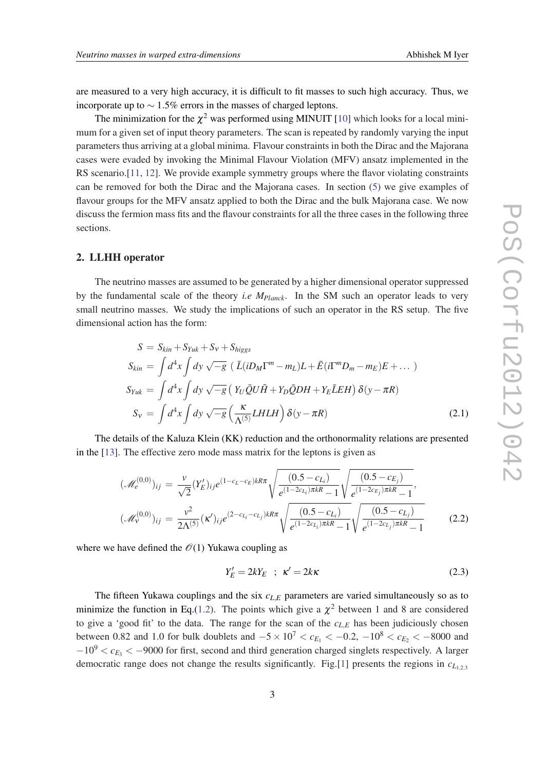are measured to a very high accuracy, it is difficult to fit masses to such high accuracy. Thus, we incorporate up to $\sim 1.5\%$ errors in the masses of charged leptons.

The minimization for the $\chi^2$ was performed using MINUIT [10] which looks for a local minimum for a given set of input theory parameters. The scan is repeated by randomly varying the input parameters thus arriving at a global minima. Flavour constraints in both the Dirac and the Majorana cases were evaded by invoking the Minimal Flavour Violation (MFV) ansatz implemented in the RS scenario.[11, 12]. We provide example symmetry groups where the flavor violating constraints can be removed for both the Dirac and the Majorana cases. In section (5) we give examples of flavour groups for the MFV ansatz applied to both the Dirac and the bulk Majorana case. We now discuss the fermion mass fits and the flavour constraints for all the three cases in the following three sections.

## 2. LLHH operator

The neutrino masses are assumed to be generated by a higher dimensional operator suppressed by the fundamental scale of the theory *i.e* $M_{Planck}$. In the SM such an operator leads to very small neutrino masses. We study the implications of such an operator in the RS setup. The five dimensional action has the form:

$$
\begin{aligned}
S &= S_{kin} + S_{Yuk} + S_{\nu} + S_{higgs} \\
S_{kin} &= \int d^4x \int dy \sqrt{-g} \; \left( \bar{L}(iD_M \Gamma^m - m_L)L + \bar{E}(i\Gamma^m D_m - m_E)E + \dots \right) \\
S_{Yuk} &= \int d^4x \int dy \sqrt{-g} \left( Y_U \bar{Q} U \tilde{H} + Y_D \bar{Q} D H + Y_E \bar{L} E H \right) \delta(y - \pi R) \\
S_{\nu} &= \int d^4x \int dy \sqrt{-g} \left( \frac{\kappa}{\Lambda^{(5)}} LHLH \right) \delta(y - \pi R)
\end{aligned}
\tag{2.1}
$$

The details of the Kaluza Klein (KK) reduction and the orthonormality relations are presented in the [13]. The effective zero mode mass matrix for the leptons is given as

$$
\begin{aligned}
(\mathscr{M}_e^{(0,0)})_{ij} &= \frac{v}{\sqrt{2}} (Y_E')_{ij} e^{(1-c_L-c_E)kR\pi} \sqrt{\frac{(0.5-c_{L_i})}{e^{(1-2c_{L_i})\pi kR}-1}} \sqrt{\frac{(0.5-c_{E_j})}{e^{(1-2c_{E_j})\pi kR}-1}}, \\
(\mathscr{M}_\nu^{(0,0)})_{ij} &= \frac{v^2}{2\Lambda^{(5)}} (\kappa')_{ij} e^{(2-c_{L_i}-c_{L_j})kR\pi} \sqrt{\frac{(0.5-c_{L_i})}{e^{(1-2c_{L_i})\pi kR}-1}} \sqrt{\frac{(0.5-c_{L_j})}{e^{(1-2c_{L_j})\pi kR}-1}}
\end{aligned}
\tag{2.2}
$$

where we have defined the $\mathscr{O}(1)$ Yukawa coupling as

$$
Y_E' = 2kY_E \quad ; \quad \kappa' = 2k\kappa \tag{2.3}
$$

The fifteen Yukawa couplings and the six $c_{L,E}$ parameters are varied simultaneously so as to minimize the function in Eq.(1.2). The points which give a $\chi^2$ between 1 and 8 are considered to give a 'good fit' to the data. The range for the scan of the $c_{L,E}$ has been judiciously chosen between 0.82 and 1.0 for bulk doublets and $-5 \times 10^7 < c_{E_1} < -0.2$, $-10^8 < c_{E_2} < -8000$ and $-10^9 < c_{E_3} < -9000$ for first, second and third generation charged singlets respectively. A larger democratic range does not change the results significantly. Fig.[1] presents the regions in $c_{L_{1,2,3}}$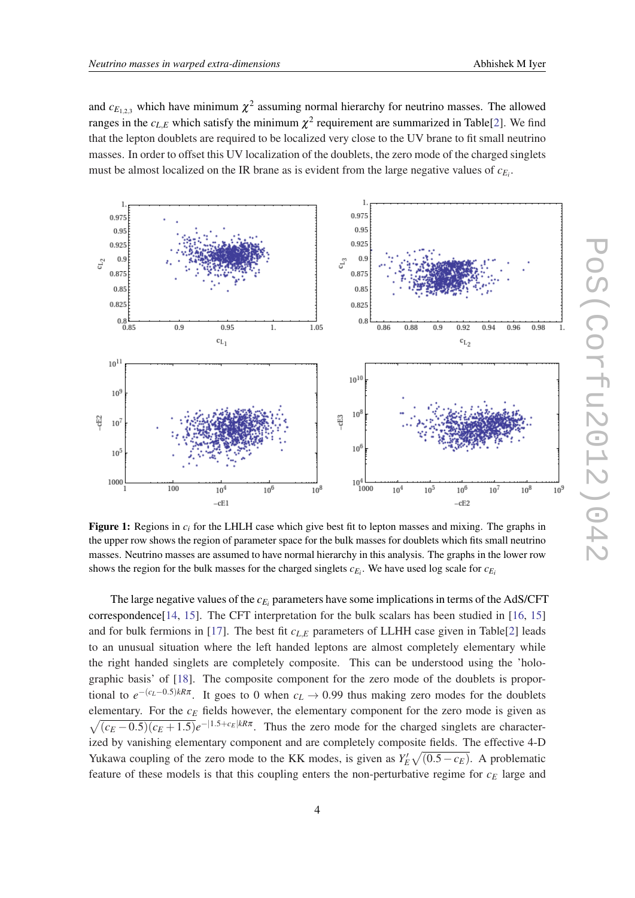and $c_{E_{1,2,3}}$ which have minimum $\chi^2$ assuming normal hierarchy for neutrino masses. The allowed ranges in the $c_{L,E}$ which satisfy the minimum $\chi^2$ requirement are summarized in Table[2]. We find that the lepton doublets are required to be localized very close to the UV brane to fit small neutrino masses. In order to offset this UV localization of the doublets, the zero mode of the charged singlets must be almost localized on the IR brane as is evident from the large negative values of $c_{E_i}$.

**Figure 1:** Regions in $c_i$ for the LHLH case which give best fit to lepton masses and mixing. The graphs in the upper row shows the region of parameter space for the bulk masses for doublets which fits small neutrino masses. Neutrino masses are assumed to have normal hierarchy in this analysis. The graphs in the lower row shows the region for the bulk masses for the charged singlets $c_{E_i}$. We have used log scale for $c_{E_i}$

The large negative values of the $c_{E_i}$ parameters have some implications in terms of the AdS/CFT correspondence[14, 15]. The CFT interpretation for the bulk scalars has been studied in [16, 15] and for bulk fermions in [17]. The best fit $c_{L,E}$ parameters of LLHH case given in Table[2] leads to an unusual situation where the left handed leptons are almost completely elementary while the right handed singlets are completely composite. This can be understood using the 'holographic basis' of [18]. The composite component for the zero mode of the doublets is proportional to $e^{-(c_L-0.5)kR\pi}$. It goes to 0 when $c_L \to 0.99$ thus making zero modes for the doublets elementary. For the $c_E$ fields however, the elementary component for the zero mode is given as $\sqrt{(c_E-0.5)(c_E+1.5)}e^{-|1.5+c_E|kR\pi}$. Thus the zero mode for the charged singlets are characterized by vanishing elementary component and are completely composite fields. The effective 4-D Yukawa coupling of the zero mode to the KK modes, is given as $Y_E'\sqrt{(0.5-c_E)}$. A problematic feature of these models is that this coupling enters the non-perturbative regime for $c_E$ large and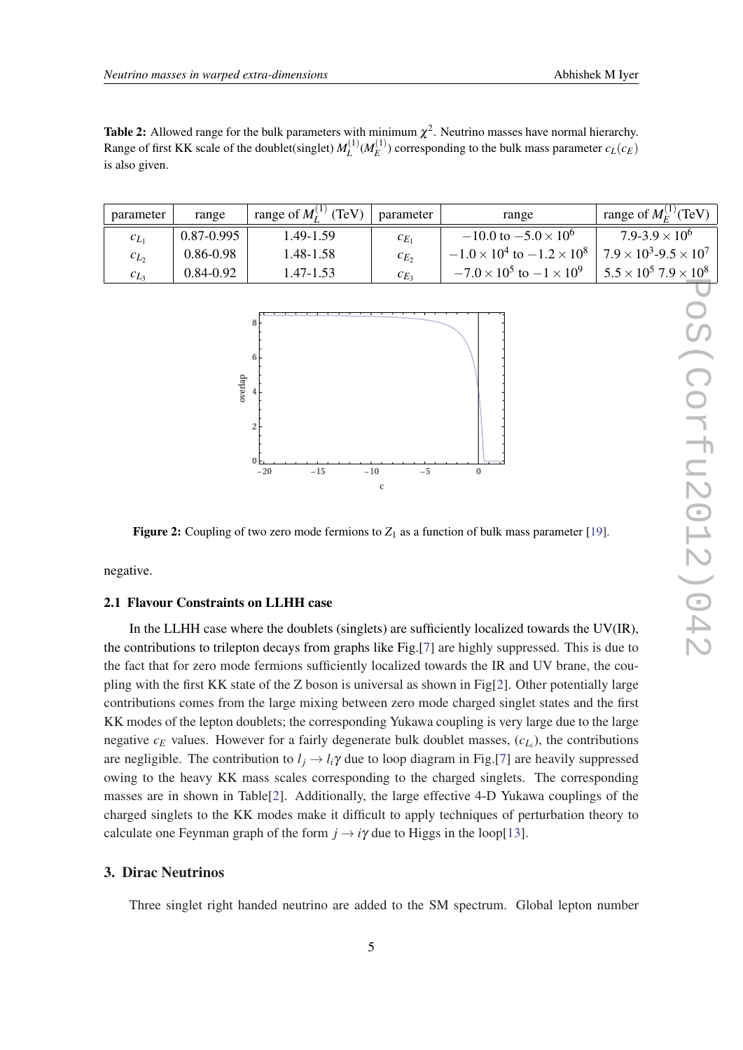**Table 2:** Allowed range for the bulk parameters with minimum $\chi^2$. Neutrino masses have normal hierarchy. Range of first KK scale of the doublet(singlet) $M_L^{(1)}(M_E^{(1)})$ corresponding to the bulk mass parameter $c_L(c_E)$ is also given.

| parameter | range | range of $M_L^{(1)}$ (TeV) | parameter | range | range of $M_E^{(1)}$(TeV) |
|---|---|---|---|---|---|
| $c_{L_1}$ | 0.87-0.995 | 1.49-1.59 | $c_{E_1}$ | $-10.0$ to $-5.0\times10^6$ | 7.9-3.9 $\times 10^6$ |
| $c_{L_2}$ | 0.86-0.98 | 1.48-1.58 | $c_{E_2}$ | $-1.0\times10^4$ to $-1.2\times10^8$ | $7.9\times10^3$-$9.5\times10^7$ |
| $c_{L_3}$ | 0.84-0.92 | 1.47-1.53 | $c_{E_3}$ | $-7.0\times10^5$ to $-1\times10^9$ | $5.5\times10^5$ $7.9\times10^8$ |

**Figure 2:** Coupling of two zero mode fermions to $Z_1$ as a function of bulk mass parameter [19].

negative.

### 2.1 Flavour Constraints on LLHH case

In the LLHH case where the doublets (singlets) are sufficiently localized towards the UV(IR), the contributions to trilepton decays from graphs like Fig.[7] are highly suppressed. This is due to the fact that for zero mode fermions sufficiently localized towards the IR and UV brane, the coupling with the first KK state of the Z boson is universal as shown in Fig[2]. Other potentially large contributions comes from the large mixing between zero mode charged singlet states and the first KK modes of the lepton doublets; the corresponding Yukawa coupling is very large due to the large negative $c_E$ values. However for a fairly degenerate bulk doublet masses, ($c_{L_i}$), the contributions are negligible. The contribution to $l_j \to l_i\gamma$ due to loop diagram in Fig.[7] are heavily suppressed owing to the heavy KK mass scales corresponding to the charged singlets. The corresponding masses are in shown in Table[2]. Additionally, the large effective 4-D Yukawa couplings of the charged singlets to the KK modes make it difficult to apply techniques of perturbation theory to calculate one Feynman graph of the form $j \to i\gamma$ due to Higgs in the loop[13].

## 3. Dirac Neutrinos

Three singlet right handed neutrino are added to the SM spectrum. Global lepton number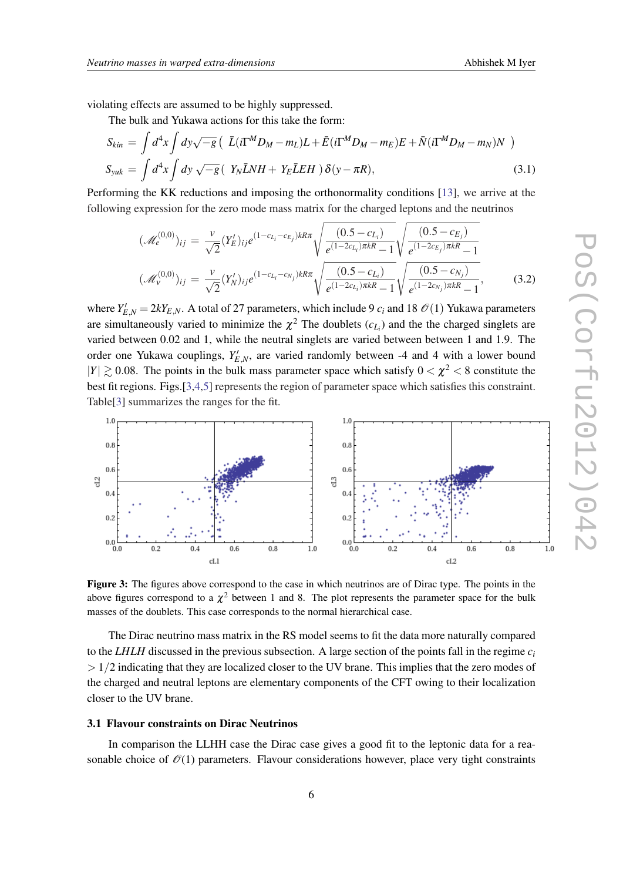violating effects are assumed to be highly suppressed.

The bulk and Yukawa actions for this take the form:

$$S_{kin} = \int d^4x \int dy \sqrt{-g} \left( \bar{L}(i\Gamma^M D_M - m_L)L + \bar{E}(i\Gamma^M D_M - m_E)E + \bar{N}(i\Gamma^M D_M - m_N)N \right)$$

$$S_{yuk} = \int d^4x \int dy \sqrt{-g} \left( Y_N \bar{L}NH + Y_E \bar{L}EH \right) \delta(y - \pi R), \tag{3.1}$$

Performing the KK reductions and imposing the orthonormality conditions [13], we arrive at the following expression for the zero mode mass matrix for the charged leptons and the neutrinos

$$(\mathscr{M}_e^{(0,0)})_{ij} = \frac{v}{\sqrt{2}} (Y_E')_{ij} e^{(1-c_{L_i}-c_{E_j})kR\pi} \sqrt{\frac{(0.5-c_{L_i})}{e^{(1-2c_{L_i})\pi kR}-1}} \sqrt{\frac{(0.5-c_{E_j})}{e^{(1-2c_{E_j})\pi kR}-1}}$$

$$(\mathscr{M}_\nu^{(0,0)})_{ij} = \frac{v}{\sqrt{2}} (Y_N')_{ij} e^{(1-c_{L_i}-c_{N_j})kR\pi} \sqrt{\frac{(0.5-c_{L_i})}{e^{(1-2c_{L_i})\pi kR}-1}} \sqrt{\frac{(0.5-c_{N_j})}{e^{(1-2c_{N_j})\pi kR}-1}}, \tag{3.2}$$

where $Y_{E,N}' = 2kY_{E,N}$. A total of 27 parameters, which include 9 $c_i$ and 18 $\mathscr{O}(1)$ Yukawa parameters are simultaneously varied to minimize the $\chi^2$ The doublets ($c_{L_i}$) and the the charged singlets are varied between 0.02 and 1, while the neutral singlets are varied between between 1 and 1.9. The order one Yukawa couplings, $Y_{E,N}'$, are varied randomly between -4 and 4 with a lower bound $|Y| \gtrsim 0.08$. The points in the bulk mass parameter space which satisfy $0 < \chi^2 < 8$ constitute the best fit regions. Figs.[3,4,5] represents the region of parameter space which satisfies this constraint. Table[3] summarizes the ranges for the fit.

**Figure 3:** The figures above correspond to the case in which neutrinos are of Dirac type. The points in the above figures correspond to a $\chi^2$ between 1 and 8. The plot represents the parameter space for the bulk masses of the doublets. This case corresponds to the normal hierarchical case.

The Dirac neutrino mass matrix in the RS model seems to fit the data more naturally compared to the *LHLH* discussed in the previous subsection. A large section of the points fall in the regime $c_i > 1/2$ indicating that they are localized closer to the UV brane. This implies that the zero modes of the charged and neutral leptons are elementary components of the CFT owing to their localization closer to the UV brane.

### 3.1 Flavour constraints on Dirac Neutrinos

In comparison the LLHH case the Dirac case gives a good fit to the leptonic data for a reasonable choice of $\mathscr{O}(1)$ parameters. Flavour considerations however, place very tight constraints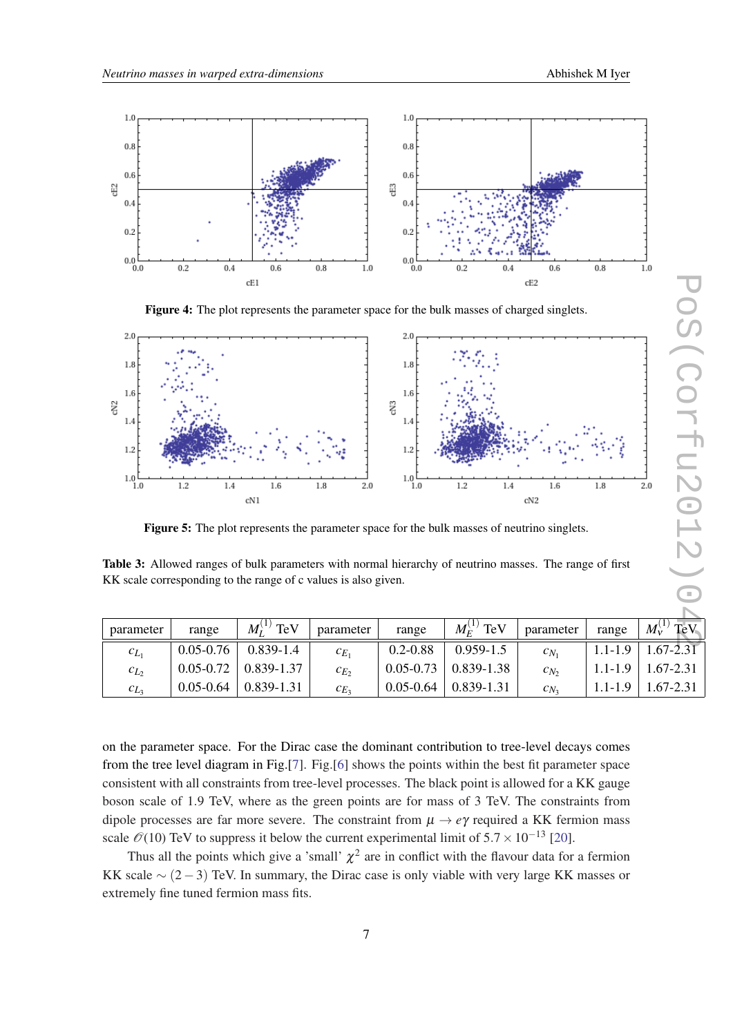**Figure 4:** The plot represents the parameter space for the bulk masses of charged singlets.

**Figure 5:** The plot represents the parameter space for the bulk masses of neutrino singlets.

**Table 3:** Allowed ranges of bulk parameters with normal hierarchy of neutrino masses. The range of first KK scale corresponding to the range of c values is also given.

| parameter | range | $M_L^{(1)}$ TeV | parameter | range | $M_E^{(1)}$ TeV | parameter | range | $M_\nu^{(1)}$ TeV |
|---|---|---|---|---|---|---|---|---|
| $c_{L_1}$ | 0.05-0.76 | 0.839-1.4 | $c_{E_1}$ | 0.2-0.88 | 0.959-1.5 | $c_{N_1}$ | 1.1-1.9 | 1.67-2.31 |
| $c_{L_2}$ | 0.05-0.72 | 0.839-1.37 | $c_{E_2}$ | 0.05-0.73 | 0.839-1.38 | $c_{N_2}$ | 1.1-1.9 | 1.67-2.31 |
| $c_{L_3}$ | 0.05-0.64 | 0.839-1.31 | $c_{E_3}$ | 0.05-0.64 | 0.839-1.31 | $c_{N_3}$ | 1.1-1.9 | 1.67-2.31 |

on the parameter space. For the Dirac case the dominant contribution to tree-level decays comes from the tree level diagram in Fig.[7]. Fig.[6] shows the points within the best fit parameter space consistent with all constraints from tree-level processes. The black point is allowed for a KK gauge boson scale of 1.9 TeV, where as the green points are for mass of 3 TeV. The constraints from dipole processes are far more severe. The constraint from $\mu \to e\gamma$ required a KK fermion mass scale $\mathcal{O}(10)$ TeV to suppress it below the current experimental limit of $5.7 \times 10^{-13}$ [20].

Thus all the points which give a 'small' $\chi^2$ are in conflict with the flavour data for a fermion KK scale $\sim (2-3)$ TeV. In summary, the Dirac case is only viable with very large KK masses or extremely fine tuned fermion mass fits.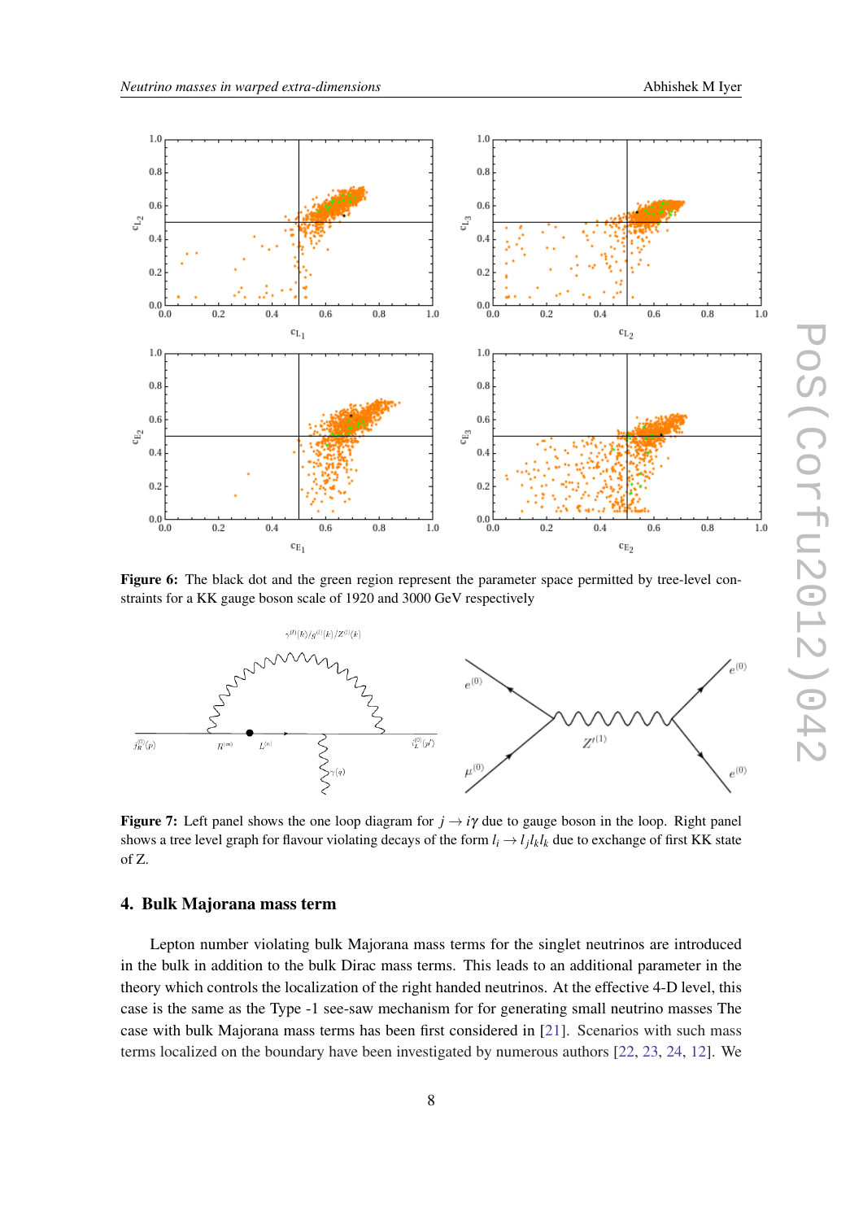**Figure 6:** The black dot and the green region represent the parameter space permitted by tree-level constraints for a KK gauge boson scale of 1920 and 3000 GeV respectively

**Figure 7:** Left panel shows the one loop diagram for $j \to i\gamma$ due to gauge boson in the loop. Right panel shows a tree level graph for flavour violating decays of the form $l_i \to l_j l_k l_k$ due to exchange of first KK state of Z.

## 4. Bulk Majorana mass term

Lepton number violating bulk Majorana mass terms for the singlet neutrinos are introduced in the bulk in addition to the bulk Dirac mass terms. This leads to an additional parameter in the theory which controls the localization of the right handed neutrinos. At the effective 4-D level, this case is the same as the Type -1 see-saw mechanism for for generating small neutrino masses The case with bulk Majorana mass terms has been first considered in [21]. Scenarios with such mass terms localized on the boundary have been investigated by numerous authors [22, 23, 24, 12]. We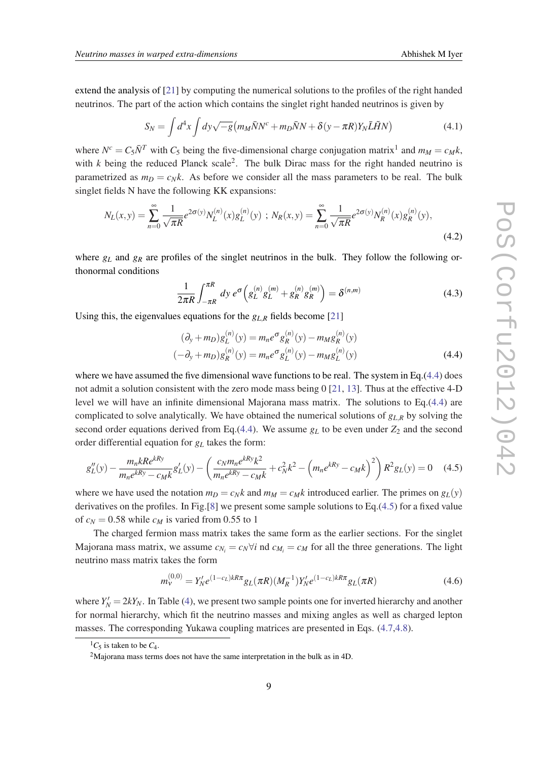extend the analysis of [21] by computing the numerical solutions to the profiles of the right handed neutrinos. The part of the action which contains the singlet right handed neutrinos is given by

$$S_N = \int d^4x \int dy \sqrt{-g}\left(m_M \bar{N} N^c + m_D \bar{N} N + \delta(y-\pi R) Y_N \bar{L}\tilde{H} N\right) \tag{4.1}$$

where $N^c = C_5 \bar{N}^T$ with $C_5$ being the five-dimensional charge conjugation matrix[1] and $m_M = c_M k$, with $k$ being the reduced Planck scale[2]. The bulk Dirac mass for the right handed neutrino is parametrized as $m_D = c_N k$. As before we consider all the mass parameters to be real. The bulk singlet fields N have the following KK expansions:

$$N_L(x,y) = \sum_{n=0}^{\infty} \frac{1}{\sqrt{\pi R}} e^{2\sigma(y)} N_L^{(n)}(x) g_L^{(n)}(y) \; ; \; N_R(x,y) = \sum_{n=0}^{\infty} \frac{1}{\sqrt{\pi R}} e^{2\sigma(y)} N_R^{(n)}(x) g_R^{(n)}(y), \tag{4.2}$$

where $g_L$ and $g_R$ are profiles of the singlet neutrinos in the bulk. They follow the following orthonormal conditions

$$\frac{1}{2\pi R}\int_{-\pi R}^{\pi R} dy \; e^{\sigma}\left(g_L^{(n)} g_L^{(m)} + g_R^{(n)} g_R^{(m)}\right) = \delta^{(n,m)} \tag{4.3}$$

Using this, the eigenvalues equations for the $g_{L,R}$ fields become [21]

$$\begin{aligned}(\partial_y + m_D) g_L^{(n)}(y) &= m_n e^{\sigma} g_R^{(n)}(y) - m_M g_R^{(n)}(y) \\ (-\partial_y + m_D) g_R^{(n)}(y) &= m_n e^{\sigma} g_L^{(n)}(y) - m_M g_L^{(n)}(y)\end{aligned} \tag{4.4}$$

where we have assumed the five dimensional wave functions to be real. The system in Eq.(4.4) does not admit a solution consistent with the zero mode mass being 0 [21, 13]. Thus at the effective 4-D level we will have an infinite dimensional Majorana mass matrix. The solutions to Eq.(4.4) are complicated to solve analytically. We have obtained the numerical solutions of $g_{L,R}$ by solving the second order equations derived from Eq.(4.4). We assume $g_L$ to be even under $Z_2$ and the second order differential equation for $g_L$ takes the form:

$$g_L''(y) - \frac{m_n k R e^{kRy}}{m_n e^{kRy} - c_M k} g_L'(y) - \left(\frac{c_N m_n e^{kRy} k^2}{m_n e^{kRy} - c_M k} + c_N^2 k^2 - \left(m_n e^{kRy} - c_M k\right)^2\right) R^2 g_L(y) = 0 \tag{4.5}$$

where we have used the notation $m_D = c_N k$ and $m_M = c_M k$ introduced earlier. The primes on $g_L(y)$ derivatives on the profiles. In Fig.[8] we present some sample solutions to Eq.(4.5) for a fixed value of $c_N = 0.58$ while $c_M$ is varied from 0.55 to 1

The charged fermion mass matrix takes the same form as the earlier sections. For the singlet Majorana mass matrix, we assume $c_{N_i} = c_N \forall i$ nd $c_{M_i} = c_M$ for all the three generations. The light neutrino mass matrix takes the form

$$m_\nu^{(0,0)} = Y_N' e^{(1-c_L)kR\pi} g_L(\pi R)(M_R^{-1}) Y_N' e^{(1-c_L)kR\pi} g_L(\pi R) \tag{4.6}$$

where $Y_N' = 2kY_N$. In Table (4), we present two sample points one for inverted hierarchy and another for normal hierarchy, which fit the neutrino masses and mixing angles as well as charged lepton masses. The corresponding Yukawa coupling matrices are presented in Eqs. (4.7,4.8).

[1] $C_5$ is taken to be $C_4$.

[2] Majorana mass terms does not have the same interpretation in the bulk as in 4D.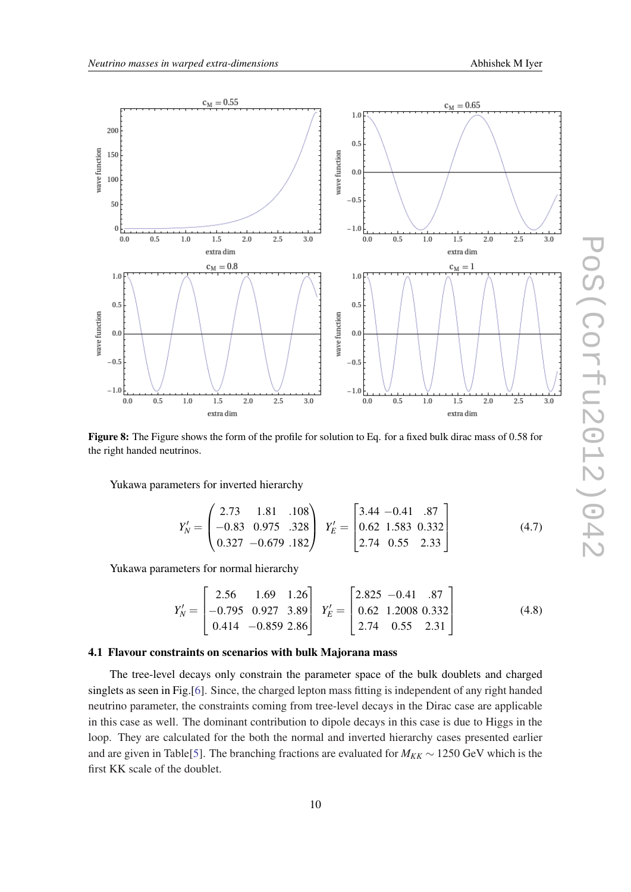**Figure 8:** The Figure shows the form of the profile for solution to Eq. for a fixed bulk dirac mass of 0.58 for the right handed neutrinos.

Yukawa parameters for inverted hierarchy

$$Y_N' = \begin{pmatrix} 2.73 & 1.81 & .108 \\ -0.83 & 0.975 & .328 \\ 0.327 & -0.679 & .182 \end{pmatrix} \quad Y_E' = \begin{bmatrix} 3.44 & -0.41 & .87 \\ 0.62 & 1.583 & 0.332 \\ 2.74 & 0.55 & 2.33 \end{bmatrix} \tag{4.7}$$

Yukawa parameters for normal hierarchy

$$Y_N' = \begin{bmatrix} 2.56 & 1.69 & 1.26 \\ -0.795 & 0.927 & 3.89 \\ 0.414 & -0.859 & 2.86 \end{bmatrix} \quad Y_E' = \begin{bmatrix} 2.825 & -0.41 & .87 \\ 0.62 & 1.2008 & 0.332 \\ 2.74 & 0.55 & 2.31 \end{bmatrix} \tag{4.8}$$

### 4.1 Flavour constraints on scenarios with bulk Majorana mass

The tree-level decays only constrain the parameter space of the bulk doublets and charged singlets as seen in Fig.[6]. Since, the charged lepton mass fitting is independent of any right handed neutrino parameter, the constraints coming from tree-level decays in the Dirac case are applicable in this case as well. The dominant contribution to dipole decays in this case is due to Higgs in the loop. They are calculated for the both the normal and inverted hierarchy cases presented earlier and are given in Table[5]. The branching fractions are evaluated for $M_{KK} \sim 1250$ GeV which is the first KK scale of the doublet.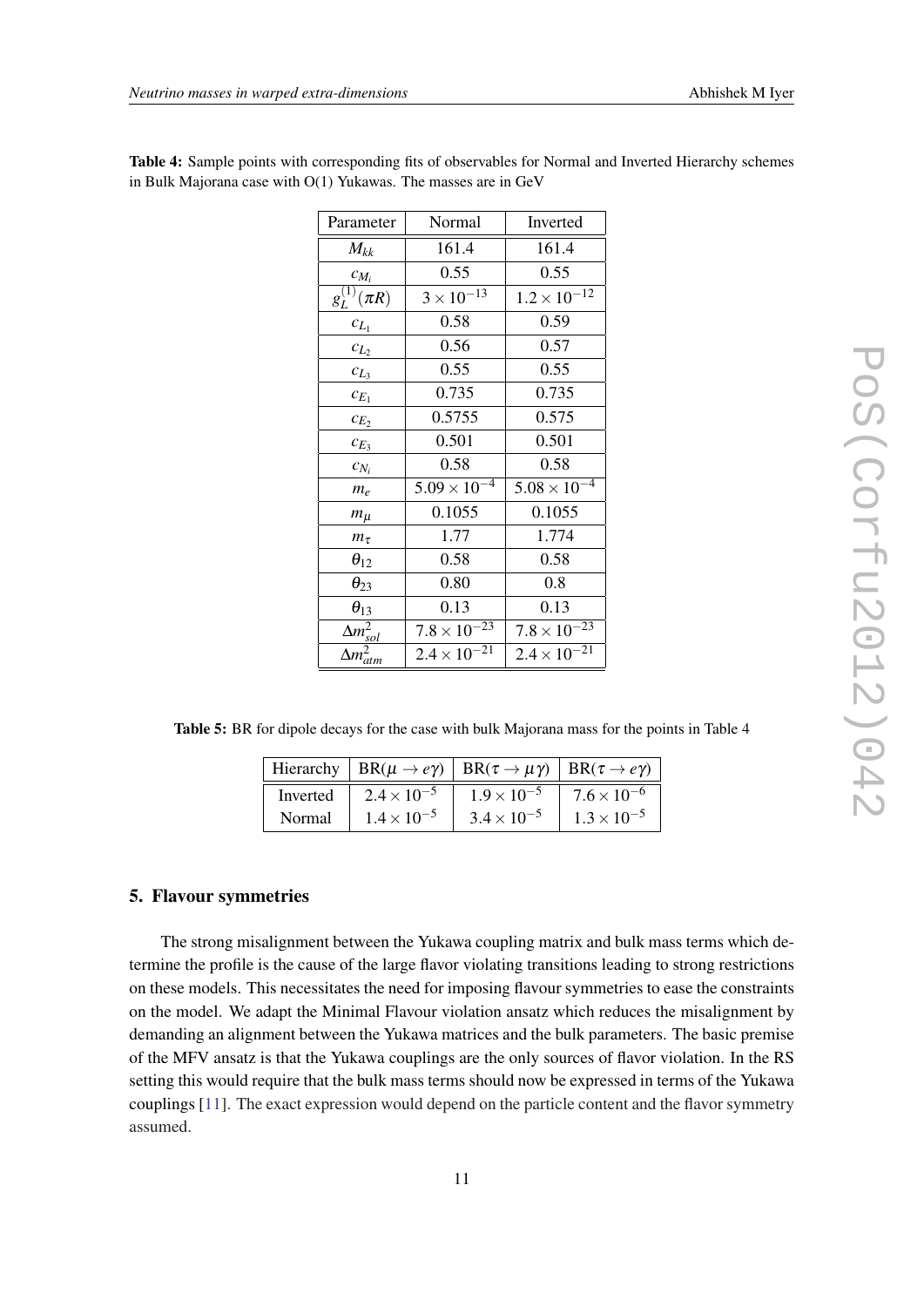**Table 4:** Sample points with corresponding fits of observables for Normal and Inverted Hierarchy schemes in Bulk Majorana case with O(1) Yukawas. The masses are in GeV

| Parameter | Normal | Inverted |
|---|---|---|
| $M_{kk}$ | 161.4 | 161.4 |
| $c_{M_i}$ | 0.55 | 0.55 |
| $g_L^{(1)}(\pi R)$ | $3 \times 10^{-13}$ | $1.2 \times 10^{-12}$ |
| $c_{L_1}$ | 0.58 | 0.59 |
| $c_{L_2}$ | 0.56 | 0.57 |
| $c_{L_3}$ | 0.55 | 0.55 |
| $c_{E_1}$ | 0.735 | 0.735 |
| $c_{E_2}$ | 0.5755 | 0.575 |
| $c_{E_3}$ | 0.501 | 0.501 |
| $c_{N_i}$ | 0.58 | 0.58 |
| $m_e$ | $5.09 \times 10^{-4}$ | $5.08 \times 10^{-4}$ |
| $m_\mu$ | 0.1055 | 0.1055 |
| $m_\tau$ | 1.77 | 1.774 |
| $\theta_{12}$ | 0.58 | 0.58 |
| $\theta_{23}$ | 0.80 | 0.8 |
| $\theta_{13}$ | 0.13 | 0.13 |
| $\Delta m^2_{sol}$ | $7.8 \times 10^{-23}$ | $7.8 \times 10^{-23}$ |
| $\Delta m^2_{atm}$ | $2.4 \times 10^{-21}$ | $2.4 \times 10^{-21}$ |

**Table 5:** BR for dipole decays for the case with bulk Majorana mass for the points in Table 4

| Hierarchy | BR($\mu \to e\gamma$) | BR($\tau \to \mu\gamma$) | BR($\tau \to e\gamma$) |
|---|---|---|---|
| Inverted | $2.4 \times 10^{-5}$ | $1.9 \times 10^{-5}$ | $7.6 \times 10^{-6}$ |
| Normal | $1.4 \times 10^{-5}$ | $3.4 \times 10^{-5}$ | $1.3 \times 10^{-5}$ |

## 5. Flavour symmetries

The strong misalignment between the Yukawa coupling matrix and bulk mass terms which determine the profile is the cause of the large flavor violating transitions leading to strong restrictions on these models. This necessitates the need for imposing flavour symmetries to ease the constraints on the model. We adapt the Minimal Flavour violation ansatz which reduces the misalignment by demanding an alignment between the Yukawa matrices and the bulk parameters. The basic premise of the MFV ansatz is that the Yukawa couplings are the only sources of flavor violation. In the RS setting this would require that the bulk mass terms should now be expressed in terms of the Yukawa couplings [11]. The exact expression would depend on the particle content and the flavor symmetry assumed.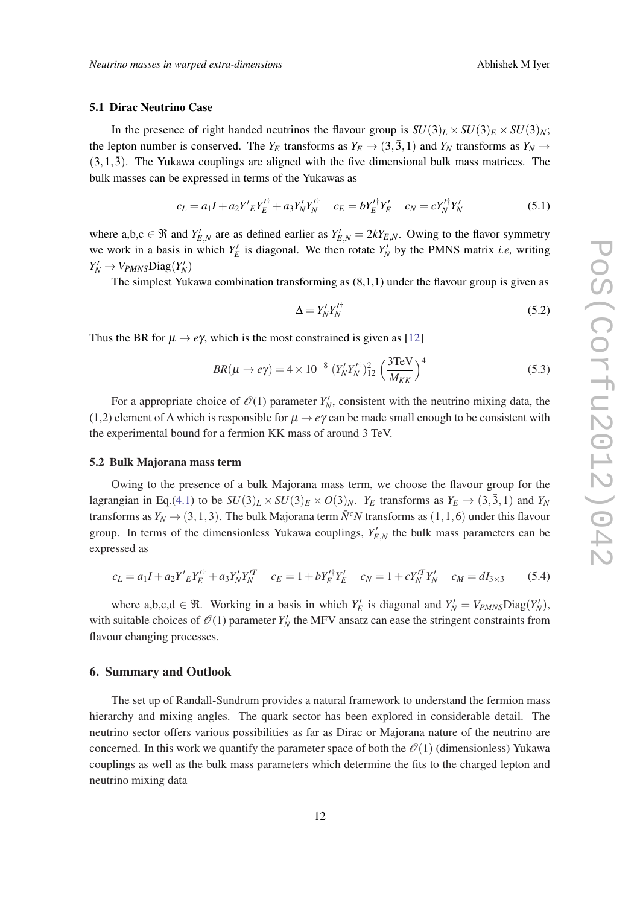### 5.1 Dirac Neutrino Case

In the presence of right handed neutrinos the flavour group is $SU(3)_L \times SU(3)_E \times SU(3)_N$; the lepton number is conserved. The $Y_E$ transforms as $Y_E \to (3, \bar{3}, 1)$ and $Y_N$ transforms as $Y_N \to (3, 1, \bar{3})$. The Yukawa couplings are aligned with the five dimensional bulk mass matrices. The bulk masses can be expressed in terms of the Yukawas as

$$c_L = a_1 I + a_2 Y'_E Y_E'^{\dagger} + a_3 Y'_N Y_N'^{\dagger} \quad c_E = b Y_E'^{\dagger} Y'_E \quad c_N = c Y_N'^{\dagger} Y'_N \tag{5.1}$$

where a,b,c $\in \Re$ and $Y'_{E,N}$ are as defined earlier as $Y'_{E,N} = 2kY_{E,N}$. Owing to the flavor symmetry we work in a basis in which $Y'_E$ is diagonal. We then rotate $Y'_N$ by the PMNS matrix *i.e,* writing $Y'_N \to V_{PMNS}\text{Diag}(Y'_N)$

The simplest Yukawa combination transforming as (8,1,1) under the flavour group is given as

$$\Delta = Y'_N Y_N'^{\dagger} \tag{5.2}$$

Thus the BR for $\mu \to e\gamma$, which is the most constrained is given as [12]

$$BR(\mu \to e\gamma) = 4 \times 10^{-8} \, (Y'_N Y_N'^{\dagger})^2_{12} \left(\frac{3\text{TeV}}{M_{KK}}\right)^4 \tag{5.3}$$

For a appropriate choice of $\mathscr{O}(1)$ parameter $Y'_N$, consistent with the neutrino mixing data, the (1,2) element of $\Delta$ which is responsible for $\mu \to e\gamma$ can be made small enough to be consistent with the experimental bound for a fermion KK mass of around 3 TeV.

### 5.2 Bulk Majorana mass term

Owing to the presence of a bulk Majorana mass term, we choose the flavour group for the lagrangian in Eq.(4.1) to be $SU(3)_L \times SU(3)_E \times O(3)_N$. $Y_E$ transforms as $Y_E \to (3, \bar{3}, 1)$ and $Y_N$ transforms as $Y_N \to (3, 1, 3)$. The bulk Majorana term $\bar{N}^c N$ transforms as $(1, 1, 6)$ under this flavour group. In terms of the dimensionless Yukawa couplings, $Y'_{E,N}$ the bulk mass parameters can be expressed as

$$c_L = a_1 I + a_2 Y'_E Y_E'^{\dagger} + a_3 Y'_N Y_N'^{T} \quad c_E = 1 + b Y_E'^{\dagger} Y'_E \quad c_N = 1 + c Y_N'^{T} Y'_N \quad c_M = d I_{3\times 3} \tag{5.4}$$

where a,b,c,d $\in \Re$. Working in a basis in which $Y'_E$ is diagonal and $Y'_N = V_{PMNS}\text{Diag}(Y'_N)$, with suitable choices of $\mathscr{O}(1)$ parameter $Y'_N$ the MFV ansatz can ease the stringent constraints from flavour changing processes.

## 6. Summary and Outlook

The set up of Randall-Sundrum provides a natural framework to understand the fermion mass hierarchy and mixing angles. The quark sector has been explored in considerable detail. The neutrino sector offers various possibilities as far as Dirac or Majorana nature of the neutrino are concerned. In this work we quantify the parameter space of both the $\mathscr{O}(1)$ (dimensionless) Yukawa couplings as well as the bulk mass parameters which determine the fits to the charged lepton and neutrino mixing data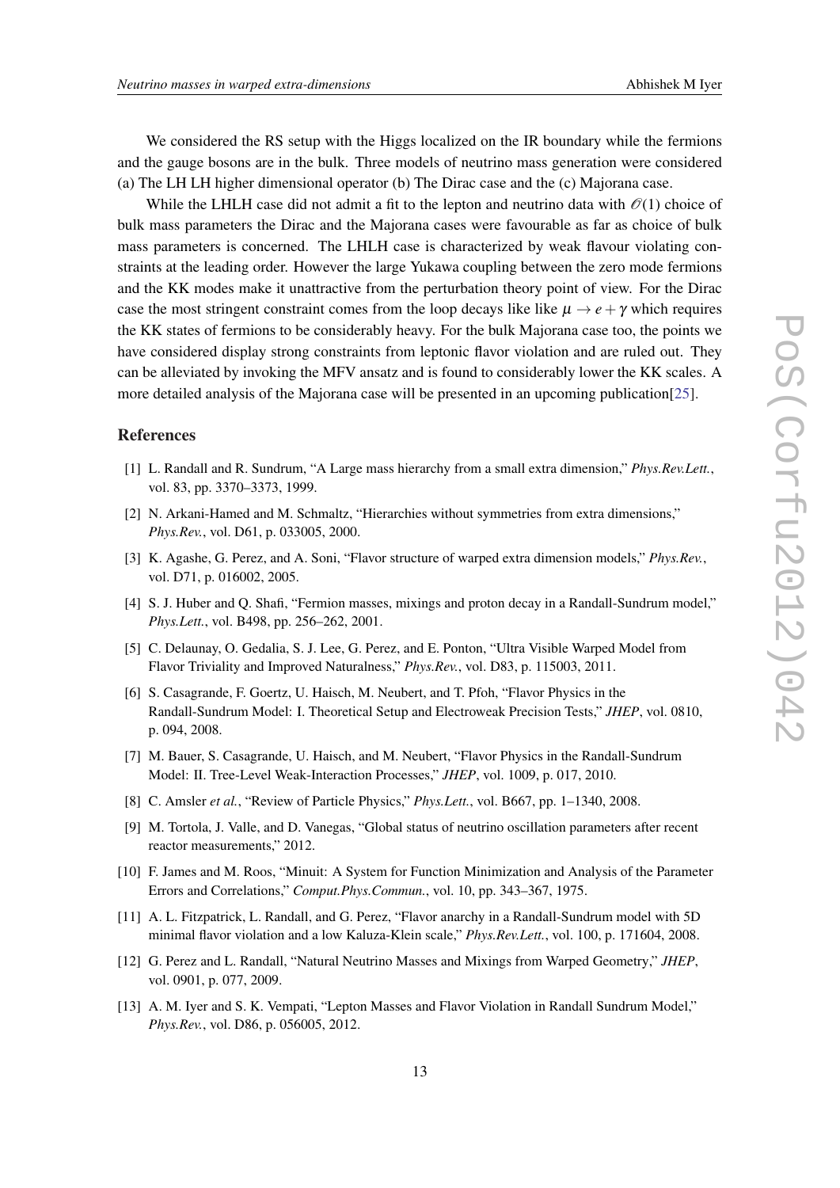We considered the RS setup with the Higgs localized on the IR boundary while the fermions and the gauge bosons are in the bulk. Three models of neutrino mass generation were considered (a) The LH LH higher dimensional operator (b) The Dirac case and the (c) Majorana case.

While the LHLH case did not admit a fit to the lepton and neutrino data with $\mathcal{O}(1)$ choice of bulk mass parameters the Dirac and the Majorana cases were favourable as far as choice of bulk mass parameters is concerned. The LHLH case is characterized by weak flavour violating constraints at the leading order. However the large Yukawa coupling between the zero mode fermions and the KK modes make it unattractive from the perturbation theory point of view. For the Dirac case the most stringent constraint comes from the loop decays like like $\mu \to e + \gamma$ which requires the KK states of fermions to be considerably heavy. For the bulk Majorana case too, the points we have considered display strong constraints from leptonic flavor violation and are ruled out. They can be alleviated by invoking the MFV ansatz and is found to considerably lower the KK scales. A more detailed analysis of the Majorana case will be presented in an upcoming publication[25].

## References

[1] L. Randall and R. Sundrum, "A Large mass hierarchy from a small extra dimension," *Phys.Rev.Lett.*, vol. 83, pp. 3370–3373, 1999.

[2] N. Arkani-Hamed and M. Schmaltz, "Hierarchies without symmetries from extra dimensions," *Phys.Rev.*, vol. D61, p. 033005, 2000.

[3] K. Agashe, G. Perez, and A. Soni, "Flavor structure of warped extra dimension models," *Phys.Rev.*, vol. D71, p. 016002, 2005.

[4] S. J. Huber and Q. Shafi, "Fermion masses, mixings and proton decay in a Randall-Sundrum model," *Phys.Lett.*, vol. B498, pp. 256–262, 2001.

[5] C. Delaunay, O. Gedalia, S. J. Lee, G. Perez, and E. Ponton, "Ultra Visible Warped Model from Flavor Triviality and Improved Naturalness," *Phys.Rev.*, vol. D83, p. 115003, 2011.

[6] S. Casagrande, F. Goertz, U. Haisch, M. Neubert, and T. Pfoh, "Flavor Physics in the Randall-Sundrum Model: I. Theoretical Setup and Electroweak Precision Tests," *JHEP*, vol. 0810, p. 094, 2008.

[7] M. Bauer, S. Casagrande, U. Haisch, and M. Neubert, "Flavor Physics in the Randall-Sundrum Model: II. Tree-Level Weak-Interaction Processes," *JHEP*, vol. 1009, p. 017, 2010.

[8] C. Amsler *et al.*, "Review of Particle Physics," *Phys.Lett.*, vol. B667, pp. 1–1340, 2008.

[9] M. Tortola, J. Valle, and D. Vanegas, "Global status of neutrino oscillation parameters after recent reactor measurements," 2012.

[10] F. James and M. Roos, "Minuit: A System for Function Minimization and Analysis of the Parameter Errors and Correlations," *Comput.Phys.Commun.*, vol. 10, pp. 343–367, 1975.

[11] A. L. Fitzpatrick, L. Randall, and G. Perez, "Flavor anarchy in a Randall-Sundrum model with 5D minimal flavor violation and a low Kaluza-Klein scale," *Phys.Rev.Lett.*, vol. 100, p. 171604, 2008.

[12] G. Perez and L. Randall, "Natural Neutrino Masses and Mixings from Warped Geometry," *JHEP*, vol. 0901, p. 077, 2009.

[13] A. M. Iyer and S. K. Vempati, "Lepton Masses and Flavor Violation in Randall Sundrum Model," *Phys.Rev.*, vol. D86, p. 056005, 2012.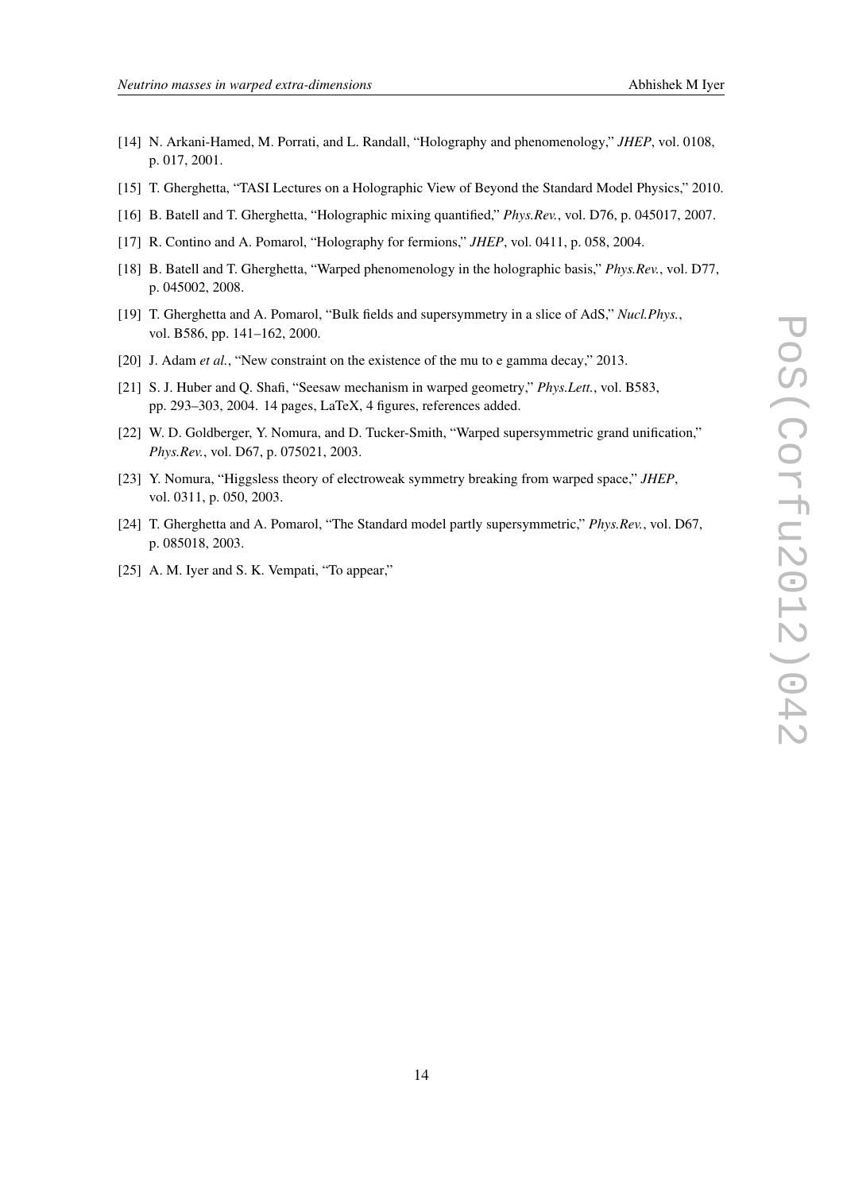[14] N. Arkani-Hamed, M. Porrati, and L. Randall, "Holography and phenomenology," *JHEP*, vol. 0108, p. 017, 2001.

[15] T. Gherghetta, "TASI Lectures on a Holographic View of Beyond the Standard Model Physics," 2010.

[16] B. Batell and T. Gherghetta, "Holographic mixing quantified," *Phys.Rev.*, vol. D76, p. 045017, 2007.

[17] R. Contino and A. Pomarol, "Holography for fermions," *JHEP*, vol. 0411, p. 058, 2004.

[18] B. Batell and T. Gherghetta, "Warped phenomenology in the holographic basis," *Phys.Rev.*, vol. D77, p. 045002, 2008.

[19] T. Gherghetta and A. Pomarol, "Bulk fields and supersymmetry in a slice of AdS," *Nucl.Phys.*, vol. B586, pp. 141–162, 2000.

[20] J. Adam *et al.*, "New constraint on the existence of the mu to e gamma decay," 2013.

[21] S. J. Huber and Q. Shafi, "Seesaw mechanism in warped geometry," *Phys.Lett.*, vol. B583, pp. 293–303, 2004. 14 pages, LaTeX, 4 figures, references added.

[22] W. D. Goldberger, Y. Nomura, and D. Tucker-Smith, "Warped supersymmetric grand unification," *Phys.Rev.*, vol. D67, p. 075021, 2003.

[23] Y. Nomura, "Higgsless theory of electroweak symmetry breaking from warped space," *JHEP*, vol. 0311, p. 050, 2003.

[24] T. Gherghetta and A. Pomarol, "The Standard model partly supersymmetric," *Phys.Rev.*, vol. D67, p. 085018, 2003.

[25] A. M. Iyer and S. K. Vempati, "To appear,"